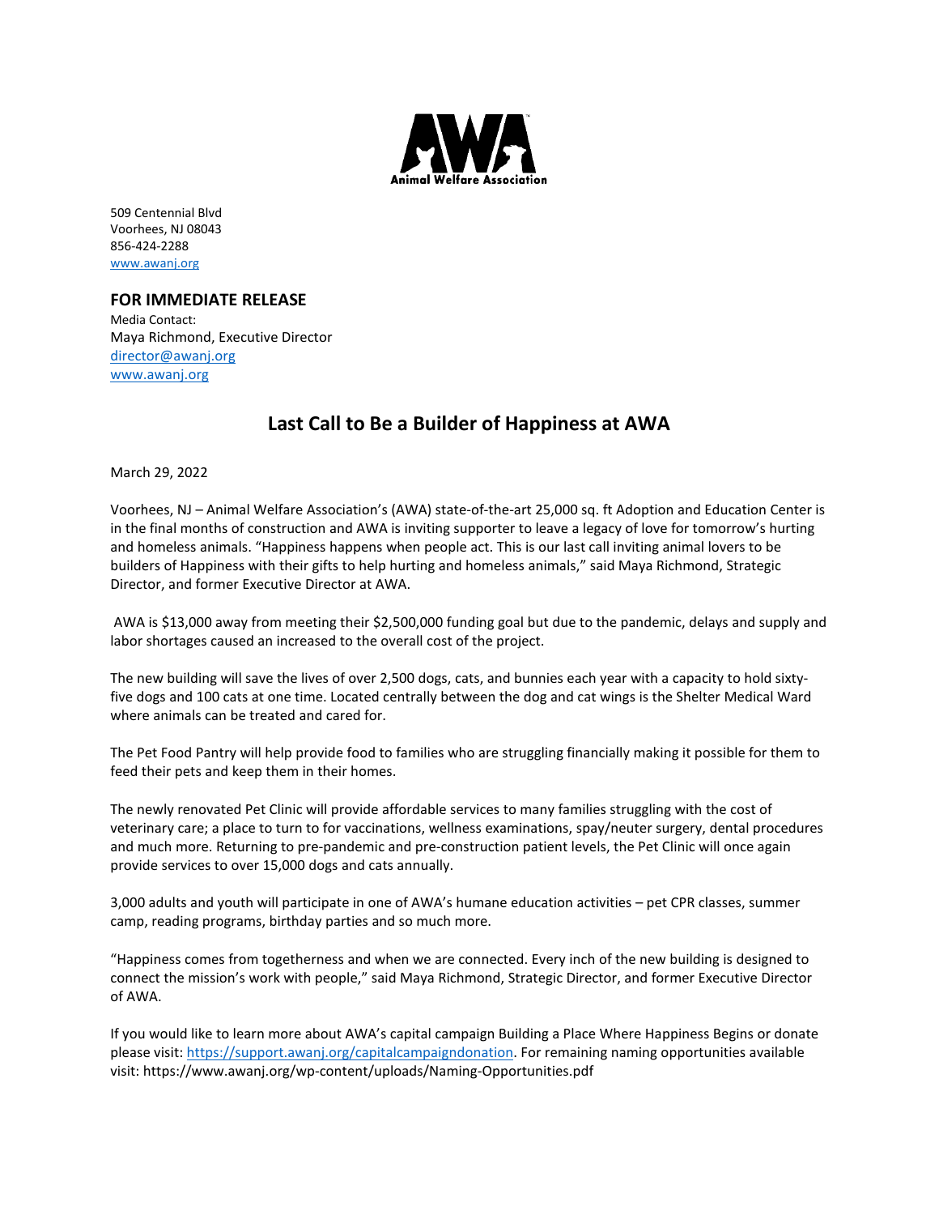Animal Welfare Association

509 Centennial Blvd
Voorhees, NJ 08043
856-424-2288
www.awanj.org

**FOR IMMEDIATE RELEASE**
Media Contact:
Maya Richmond, Executive Director
director@awanj.org
www.awanj.org

## Last Call to Be a Builder of Happiness at AWA

March 29, 2022

Voorhees, NJ – Animal Welfare Association's (AWA) state-of-the-art 25,000 sq. ft Adoption and Education Center is in the final months of construction and AWA is inviting supporter to leave a legacy of love for tomorrow's hurting and homeless animals. "Happiness happens when people act. This is our last call inviting animal lovers to be builders of Happiness with their gifts to help hurting and homeless animals," said Maya Richmond, Strategic Director, and former Executive Director at AWA.

AWA is $13,000 away from meeting their $2,500,000 funding goal but due to the pandemic, delays and supply and labor shortages caused an increased to the overall cost of the project.

The new building will save the lives of over 2,500 dogs, cats, and bunnies each year with a capacity to hold sixty-five dogs and 100 cats at one time. Located centrally between the dog and cat wings is the Shelter Medical Ward where animals can be treated and cared for.

The Pet Food Pantry will help provide food to families who are struggling financially making it possible for them to feed their pets and keep them in their homes.

The newly renovated Pet Clinic will provide affordable services to many families struggling with the cost of veterinary care; a place to turn to for vaccinations, wellness examinations, spay/neuter surgery, dental procedures and much more. Returning to pre-pandemic and pre-construction patient levels, the Pet Clinic will once again provide services to over 15,000 dogs and cats annually.

3,000 adults and youth will participate in one of AWA's humane education activities – pet CPR classes, summer camp, reading programs, birthday parties and so much more.

"Happiness comes from togetherness and when we are connected. Every inch of the new building is designed to connect the mission's work with people," said Maya Richmond, Strategic Director, and former Executive Director of AWA.

If you would like to learn more about AWA's capital campaign Building a Place Where Happiness Begins or donate please visit: https://support.awanj.org/capitalcampaigndonation. For remaining naming opportunities available visit: https://www.awanj.org/wp-content/uploads/Naming-Opportunities.pdf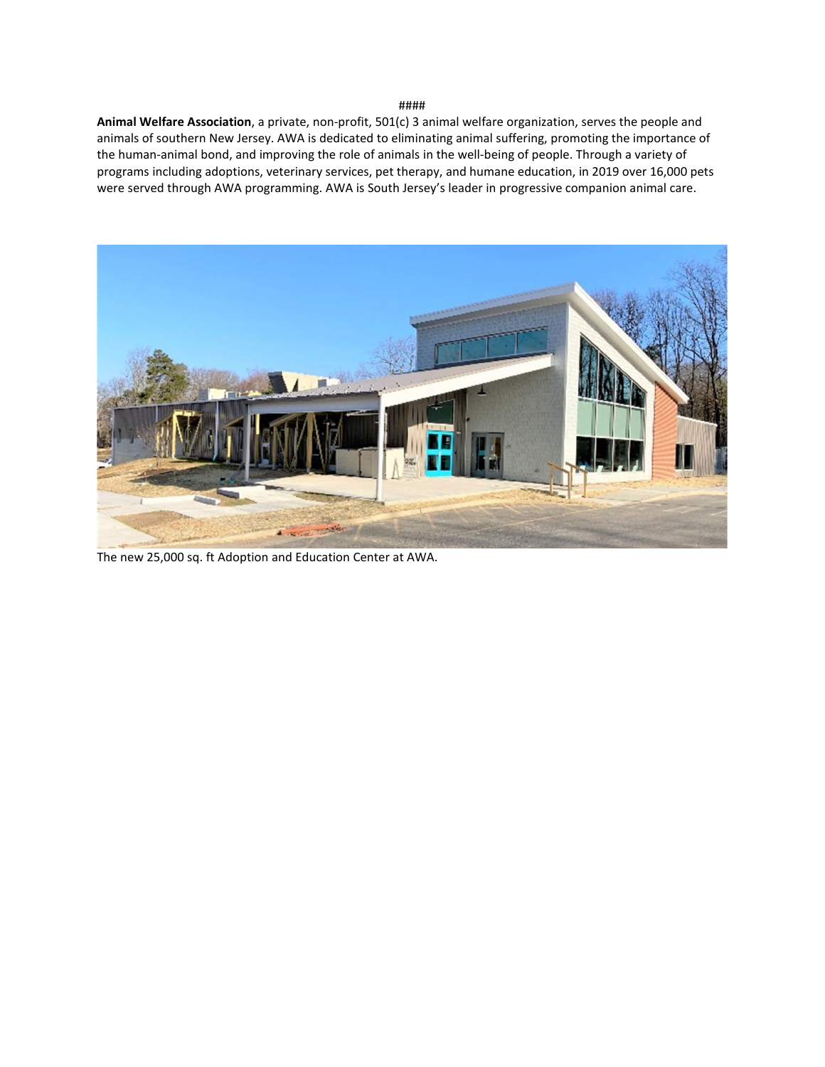####

**Animal Welfare Association**, a private, non-profit, 501(c) 3 animal welfare organization, serves the people and animals of southern New Jersey. AWA is dedicated to eliminating animal suffering, promoting the importance of the human-animal bond, and improving the role of animals in the well-being of people. Through a variety of programs including adoptions, veterinary services, pet therapy, and humane education, in 2019 over 16,000 pets were served through AWA programming. AWA is South Jersey's leader in progressive companion animal care.

The new 25,000 sq. ft Adoption and Education Center at AWA.